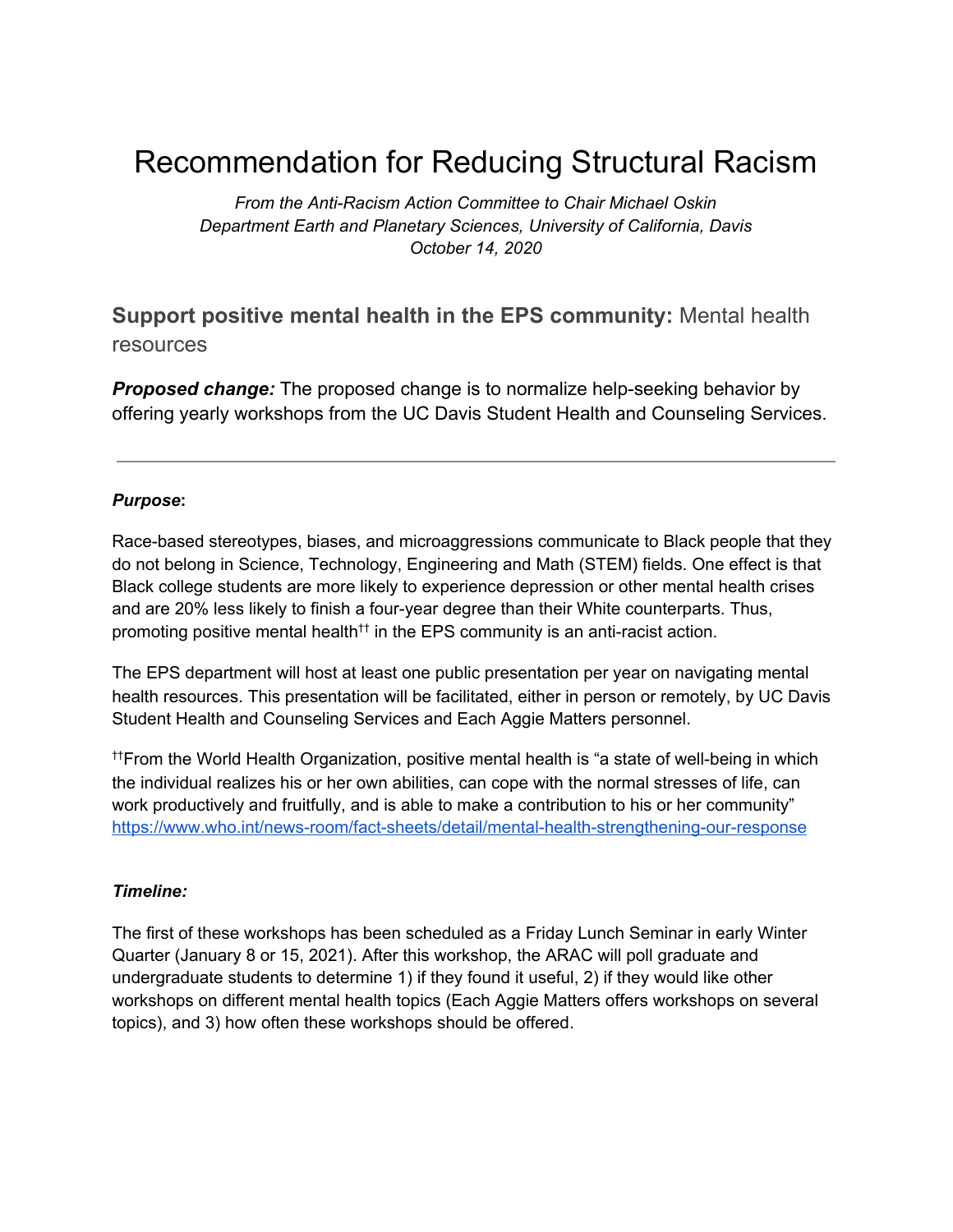# Recommendation for Reducing Structural Racism

*From the Anti-Racism Action Committee to Chair Michael Oskin*
*Department Earth and Planetary Sciences, University of California, Davis*
*October 14, 2020*

## **Support positive mental health in the EPS community:** Mental health resources

***Proposed change:*** The proposed change is to normalize help-seeking behavior by offering yearly workshops from the UC Davis Student Health and Counseling Services.

---

***Purpose*:**

Race-based stereotypes, biases, and microaggressions communicate to Black people that they do not belong in Science, Technology, Engineering and Math (STEM) fields. One effect is that Black college students are more likely to experience depression or other mental health crises and are 20% less likely to finish a four-year degree than their White counterparts. Thus, promoting positive mental health[††] in the EPS community is an anti-racist action.

The EPS department will host at least one public presentation per year on navigating mental health resources. This presentation will be facilitated, either in person or remotely, by UC Davis Student Health and Counseling Services and Each Aggie Matters personnel.

[††]From the World Health Organization, positive mental health is "a state of well-being in which the individual realizes his or her own abilities, can cope with the normal stresses of life, can work productively and fruitfully, and is able to make a contribution to his or her community" https://www.who.int/news-room/fact-sheets/detail/mental-health-strengthening-our-response

***Timeline:***

The first of these workshops has been scheduled as a Friday Lunch Seminar in early Winter Quarter (January 8 or 15, 2021). After this workshop, the ARAC will poll graduate and undergraduate students to determine 1) if they found it useful, 2) if they would like other workshops on different mental health topics (Each Aggie Matters offers workshops on several topics), and 3) how often these workshops should be offered.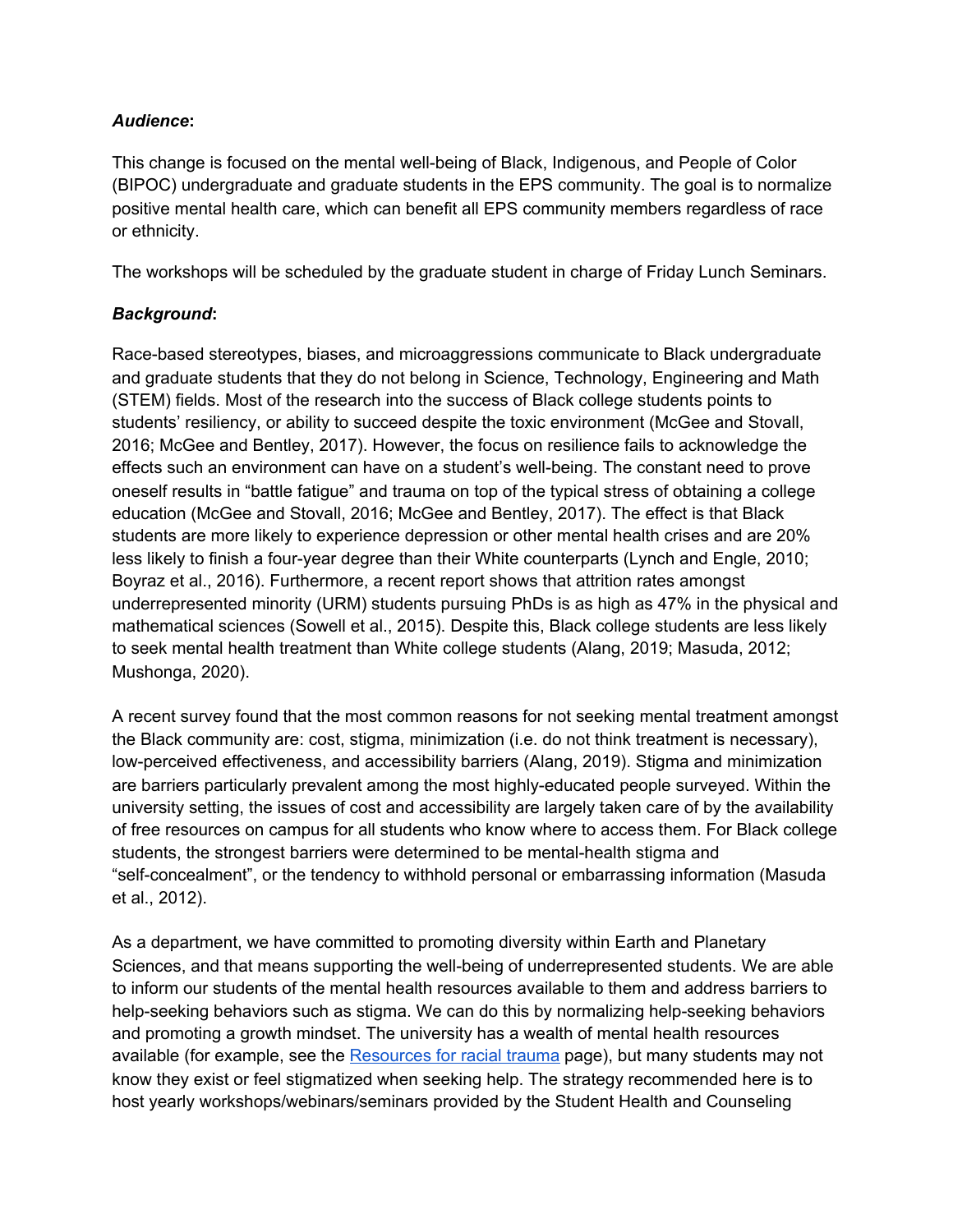***Audience*:**

This change is focused on the mental well-being of Black, Indigenous, and People of Color (BIPOC) undergraduate and graduate students in the EPS community. The goal is to normalize positive mental health care, which can benefit all EPS community members regardless of race or ethnicity.

The workshops will be scheduled by the graduate student in charge of Friday Lunch Seminars.

***Background*:**

Race-based stereotypes, biases, and microaggressions communicate to Black undergraduate and graduate students that they do not belong in Science, Technology, Engineering and Math (STEM) fields. Most of the research into the success of Black college students points to students' resiliency, or ability to succeed despite the toxic environment (McGee and Stovall, 2016; McGee and Bentley, 2017). However, the focus on resilience fails to acknowledge the effects such an environment can have on a student's well-being. The constant need to prove oneself results in "battle fatigue" and trauma on top of the typical stress of obtaining a college education (McGee and Stovall, 2016; McGee and Bentley, 2017). The effect is that Black students are more likely to experience depression or other mental health crises and are 20% less likely to finish a four-year degree than their White counterparts (Lynch and Engle, 2010; Boyraz et al., 2016). Furthermore, a recent report shows that attrition rates amongst underrepresented minority (URM) students pursuing PhDs is as high as 47% in the physical and mathematical sciences (Sowell et al., 2015). Despite this, Black college students are less likely to seek mental health treatment than White college students (Alang, 2019; Masuda, 2012; Mushonga, 2020).

A recent survey found that the most common reasons for not seeking mental treatment amongst the Black community are: cost, stigma, minimization (i.e. do not think treatment is necessary), low-perceived effectiveness, and accessibility barriers (Alang, 2019). Stigma and minimization are barriers particularly prevalent among the most highly-educated people surveyed. Within the university setting, the issues of cost and accessibility are largely taken care of by the availability of free resources on campus for all students who know where to access them. For Black college students, the strongest barriers were determined to be mental-health stigma and "self-concealment", or the tendency to withhold personal or embarrassing information (Masuda et al., 2012).

As a department, we have committed to promoting diversity within Earth and Planetary Sciences, and that means supporting the well-being of underrepresented students. We are able to inform our students of the mental health resources available to them and address barriers to help-seeking behaviors such as stigma. We can do this by normalizing help-seeking behaviors and promoting a growth mindset. The university has a wealth of mental health resources available (for example, see the Resources for racial trauma page), but many students may not know they exist or feel stigmatized when seeking help. The strategy recommended here is to host yearly workshops/webinars/seminars provided by the Student Health and Counseling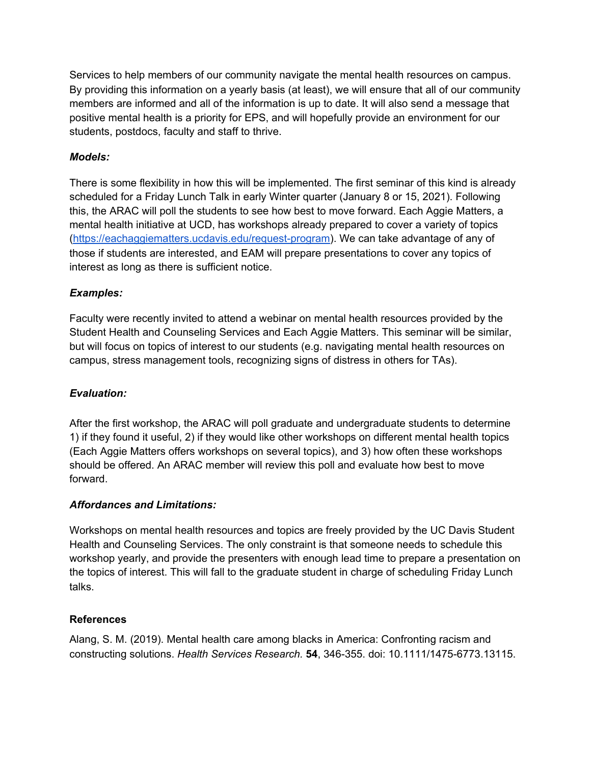Services to help members of our community navigate the mental health resources on campus. By providing this information on a yearly basis (at least), we will ensure that all of our community members are informed and all of the information is up to date. It will also send a message that positive mental health is a priority for EPS, and will hopefully provide an environment for our students, postdocs, faculty and staff to thrive.

***Models:***

There is some flexibility in how this will be implemented. The first seminar of this kind is already scheduled for a Friday Lunch Talk in early Winter quarter (January 8 or 15, 2021). Following this, the ARAC will poll the students to see how best to move forward. Each Aggie Matters, a mental health initiative at UCD, has workshops already prepared to cover a variety of topics ([https://eachaggiematters.ucdavis.edu/request-program](https://eachaggiematters.ucdavis.edu/request-program)). We can take advantage of any of those if students are interested, and EAM will prepare presentations to cover any topics of interest as long as there is sufficient notice.

***Examples:***

Faculty were recently invited to attend a webinar on mental health resources provided by the Student Health and Counseling Services and Each Aggie Matters. This seminar will be similar, but will focus on topics of interest to our students (e.g. navigating mental health resources on campus, stress management tools, recognizing signs of distress in others for TAs).

***Evaluation:***

After the first workshop, the ARAC will poll graduate and undergraduate students to determine 1) if they found it useful, 2) if they would like other workshops on different mental health topics (Each Aggie Matters offers workshops on several topics), and 3) how often these workshops should be offered. An ARAC member will review this poll and evaluate how best to move forward.

***Affordances and Limitations:***

Workshops on mental health resources and topics are freely provided by the UC Davis Student Health and Counseling Services. The only constraint is that someone needs to schedule this workshop yearly, and provide the presenters with enough lead time to prepare a presentation on the topics of interest. This will fall to the graduate student in charge of scheduling Friday Lunch talks.

**References**

Alang, S. M. (2019). Mental health care among blacks in America: Confronting racism and constructing solutions. *Health Services Research.* **54**, 346-355. doi: 10.1111/1475-6773.13115.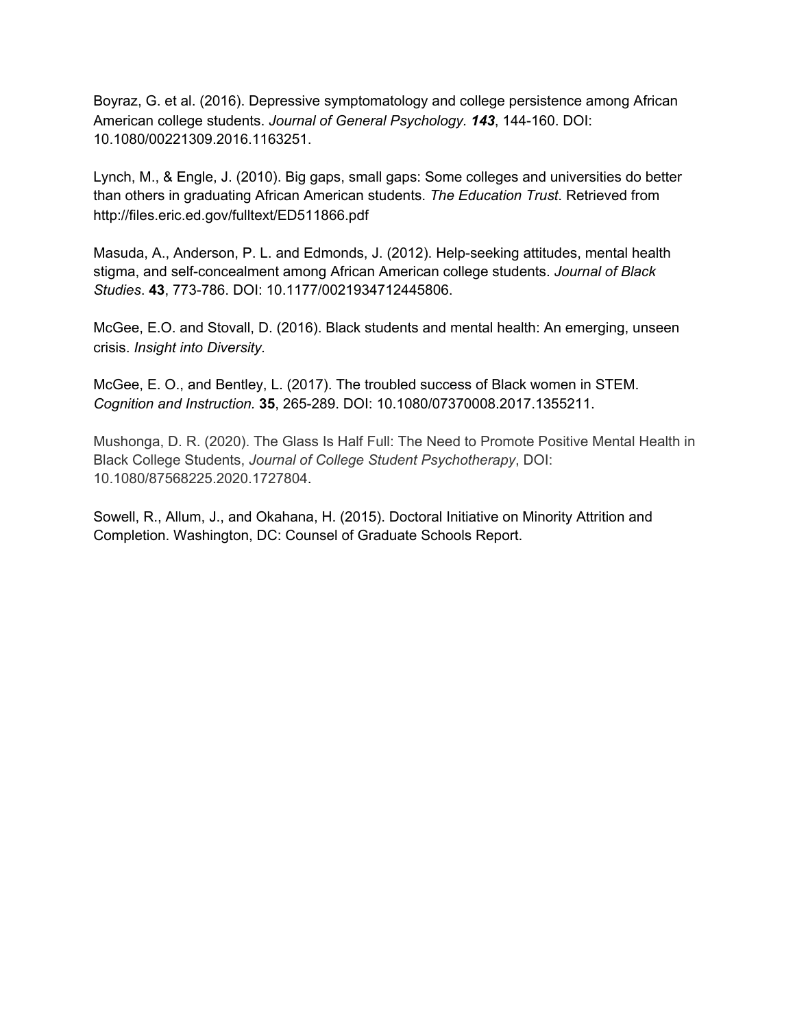Boyraz, G. et al. (2016). Depressive symptomatology and college persistence among African American college students. *Journal of General Psychology*. ***143***, 144-160. DOI: 10.1080/00221309.2016.1163251.

Lynch, M., & Engle, J. (2010). Big gaps, small gaps: Some colleges and universities do better than others in graduating African American students. *The Education Trust*. Retrieved from http://files.eric.ed.gov/fulltext/ED511866.pdf

Masuda, A., Anderson, P. L. and Edmonds, J. (2012). Help-seeking attitudes, mental health stigma, and self-concealment among African American college students. *Journal of Black Studies*. **43**, 773-786. DOI: 10.1177/0021934712445806.

McGee, E.O. and Stovall, D. (2016). Black students and mental health: An emerging, unseen crisis. *Insight into Diversity*.

McGee, E. O., and Bentley, L. (2017). The troubled success of Black women in STEM. *Cognition and Instruction.* **35**, 265-289. DOI: 10.1080/07370008.2017.1355211.

Mushonga, D. R. (2020). The Glass Is Half Full: The Need to Promote Positive Mental Health in Black College Students, *Journal of College Student Psychotherapy*, DOI: 10.1080/87568225.2020.1727804.

Sowell, R., Allum, J., and Okahana, H. (2015). Doctoral Initiative on Minority Attrition and Completion. Washington, DC: Counsel of Graduate Schools Report.